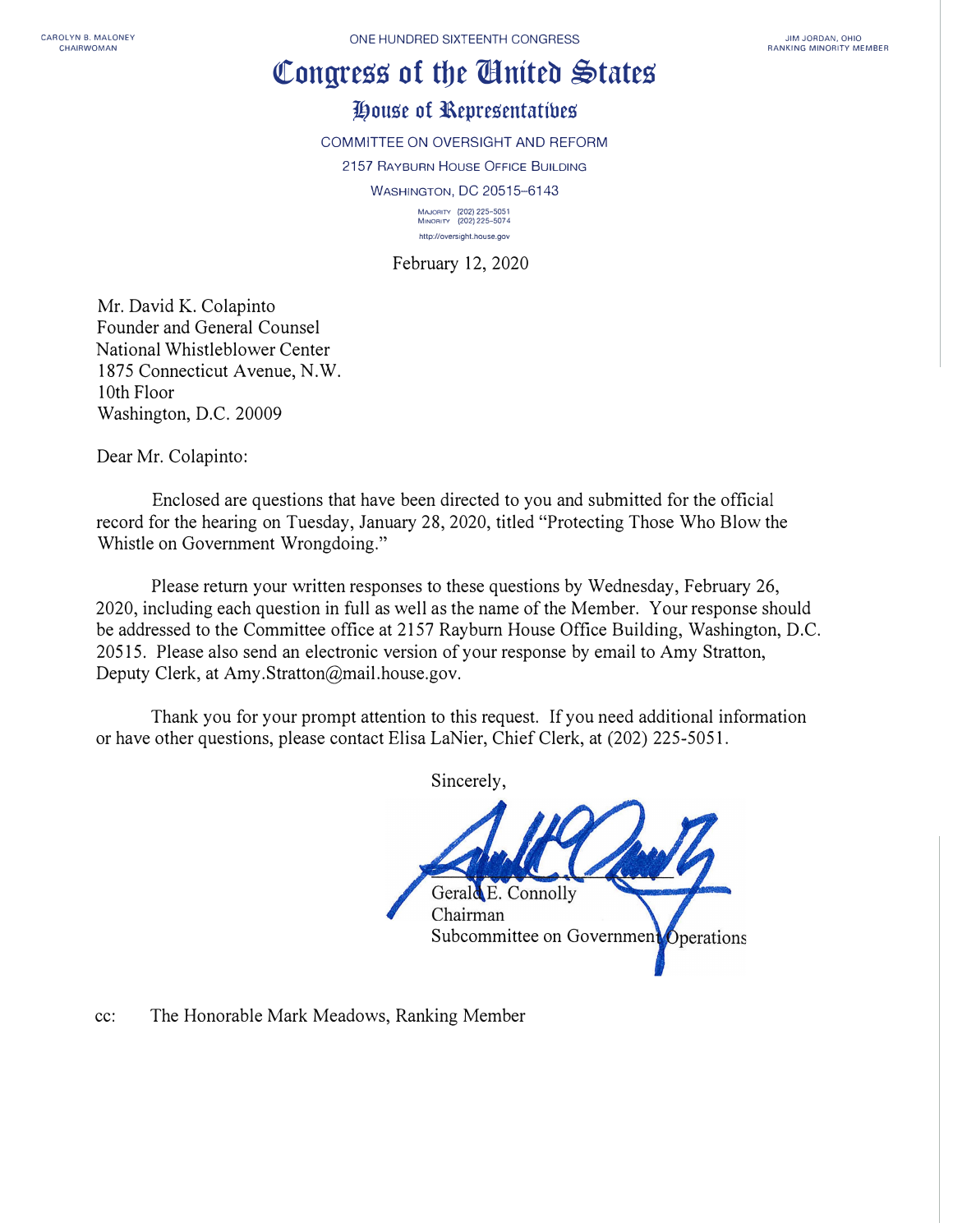CAROLYN B. MALONEY
CHAIRWOMAN

ONE HUNDRED SIXTEENTH CONGRESS

JIM JORDAN, OHIO
RANKING MINORITY MEMBER

# Congress of the United States

## House of Representatives

COMMITTEE ON OVERSIGHT AND REFORM

2157 RAYBURN HOUSE OFFICE BUILDING

WASHINGTON, DC 20515–6143

MAJORITY (202) 225–5051
MINORITY (202) 225–5074

http://oversight.house.gov

February 12, 2020

Mr. David K. Colapinto
Founder and General Counsel
National Whistleblower Center
1875 Connecticut Avenue, N.W.
10th Floor
Washington, D.C. 20009

Dear Mr. Colapinto:

Enclosed are questions that have been directed to you and submitted for the official record for the hearing on Tuesday, January 28, 2020, titled "Protecting Those Who Blow the Whistle on Government Wrongdoing."

Please return your written responses to these questions by Wednesday, February 26, 2020, including each question in full as well as the name of the Member. Your response should be addressed to the Committee office at 2157 Rayburn House Office Building, Washington, D.C. 20515. Please also send an electronic version of your response by email to Amy Stratton, Deputy Clerk, at Amy.Stratton@mail.house.gov.

Thank you for your prompt attention to this request. If you need additional information or have other questions, please contact Elisa LaNier, Chief Clerk, at (202) 225-5051.

Sincerely,

Gerald E. Connolly
Chairman
Subcommittee on Government Operations

cc: The Honorable Mark Meadows, Ranking Member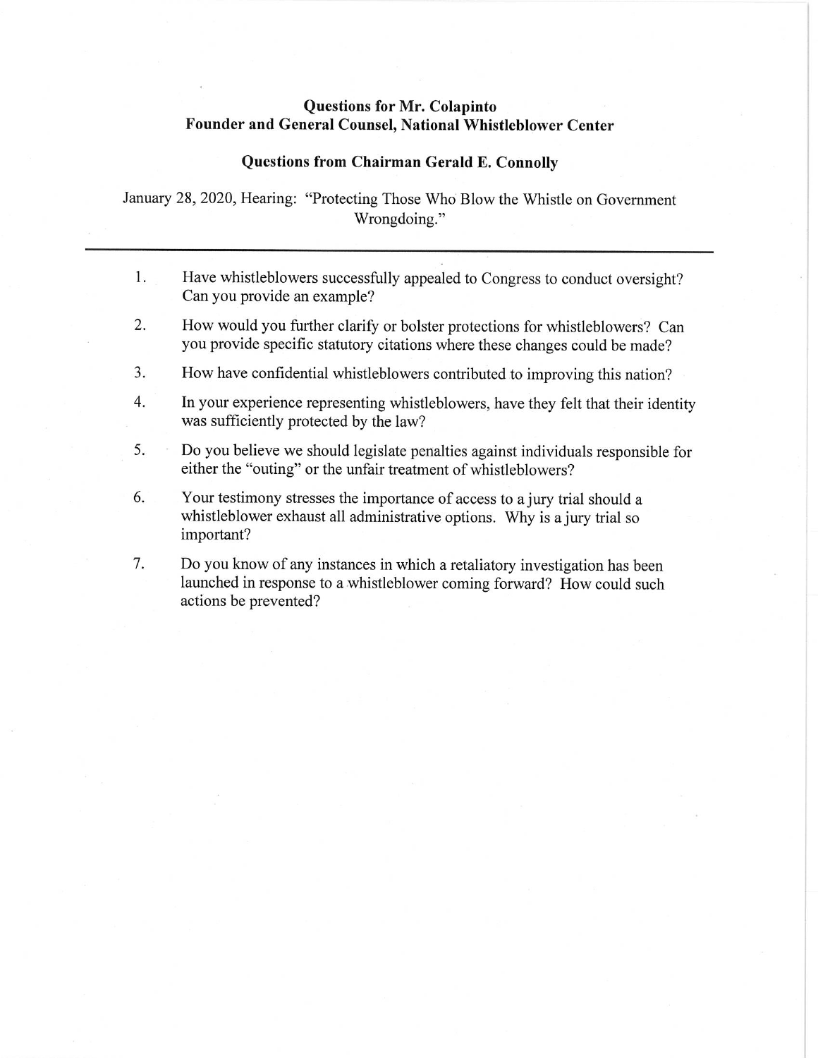**Questions for Mr. Colapinto**
**Founder and General Counsel, National Whistleblower Center**

**Questions from Chairman Gerald E. Connolly**

January 28, 2020, Hearing: "Protecting Those Who Blow the Whistle on Government Wrongdoing."

---

1. Have whistleblowers successfully appealed to Congress to conduct oversight? Can you provide an example?

2. How would you further clarify or bolster protections for whistleblowers? Can you provide specific statutory citations where these changes could be made?

3. How have confidential whistleblowers contributed to improving this nation?

4. In your experience representing whistleblowers, have they felt that their identity was sufficiently protected by the law?

5. Do you believe we should legislate penalties against individuals responsible for either the "outing" or the unfair treatment of whistleblowers?

6. Your testimony stresses the importance of access to a jury trial should a whistleblower exhaust all administrative options. Why is a jury trial so important?

7. Do you know of any instances in which a retaliatory investigation has been launched in response to a whistleblower coming forward? How could such actions be prevented?